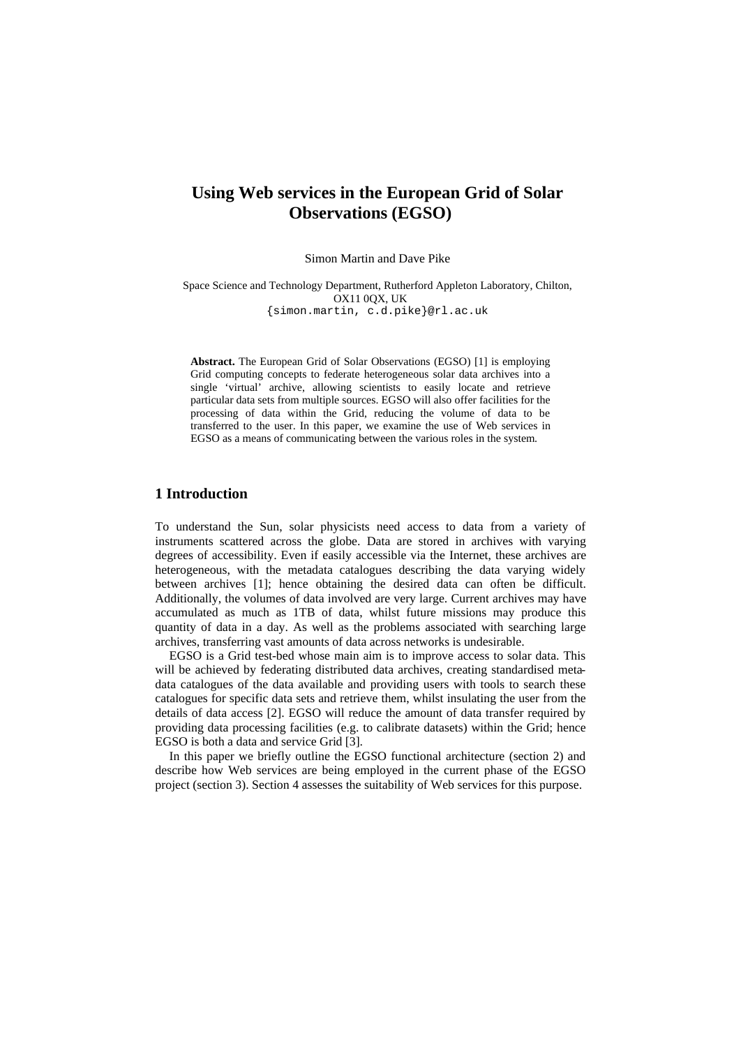# Using Web services in the European Grid of Solar Observations (EGSO)

Simon Martin and Dave Pike

Space Science and Technology Department, Rutherford Appleton Laboratory, Chilton, OX11 0QX, UK
{simon.martin, c.d.pike}@rl.ac.uk

**Abstract.** The European Grid of Solar Observations (EGSO) [1] is employing Grid computing concepts to federate heterogeneous solar data archives into a single 'virtual' archive, allowing scientists to easily locate and retrieve particular data sets from multiple sources. EGSO will also offer facilities for the processing of data within the Grid, reducing the volume of data to be transferred to the user. In this paper, we examine the use of Web services in EGSO as a means of communicating between the various roles in the system.

## 1 Introduction

To understand the Sun, solar physicists need access to data from a variety of instruments scattered across the globe. Data are stored in archives with varying degrees of accessibility. Even if easily accessible via the Internet, these archives are heterogeneous, with the metadata catalogues describing the data varying widely between archives [1]; hence obtaining the desired data can often be difficult. Additionally, the volumes of data involved are very large. Current archives may have accumulated as much as 1TB of data, whilst future missions may produce this quantity of data in a day. As well as the problems associated with searching large archives, transferring vast amounts of data across networks is undesirable.

EGSO is a Grid test-bed whose main aim is to improve access to solar data. This will be achieved by federating distributed data archives, creating standardised metadata catalogues of the data available and providing users with tools to search these catalogues for specific data sets and retrieve them, whilst insulating the user from the details of data access [2]. EGSO will reduce the amount of data transfer required by providing data processing facilities (e.g. to calibrate datasets) within the Grid; hence EGSO is both a data and service Grid [3].

In this paper we briefly outline the EGSO functional architecture (section 2) and describe how Web services are being employed in the current phase of the EGSO project (section 3). Section 4 assesses the suitability of Web services for this purpose.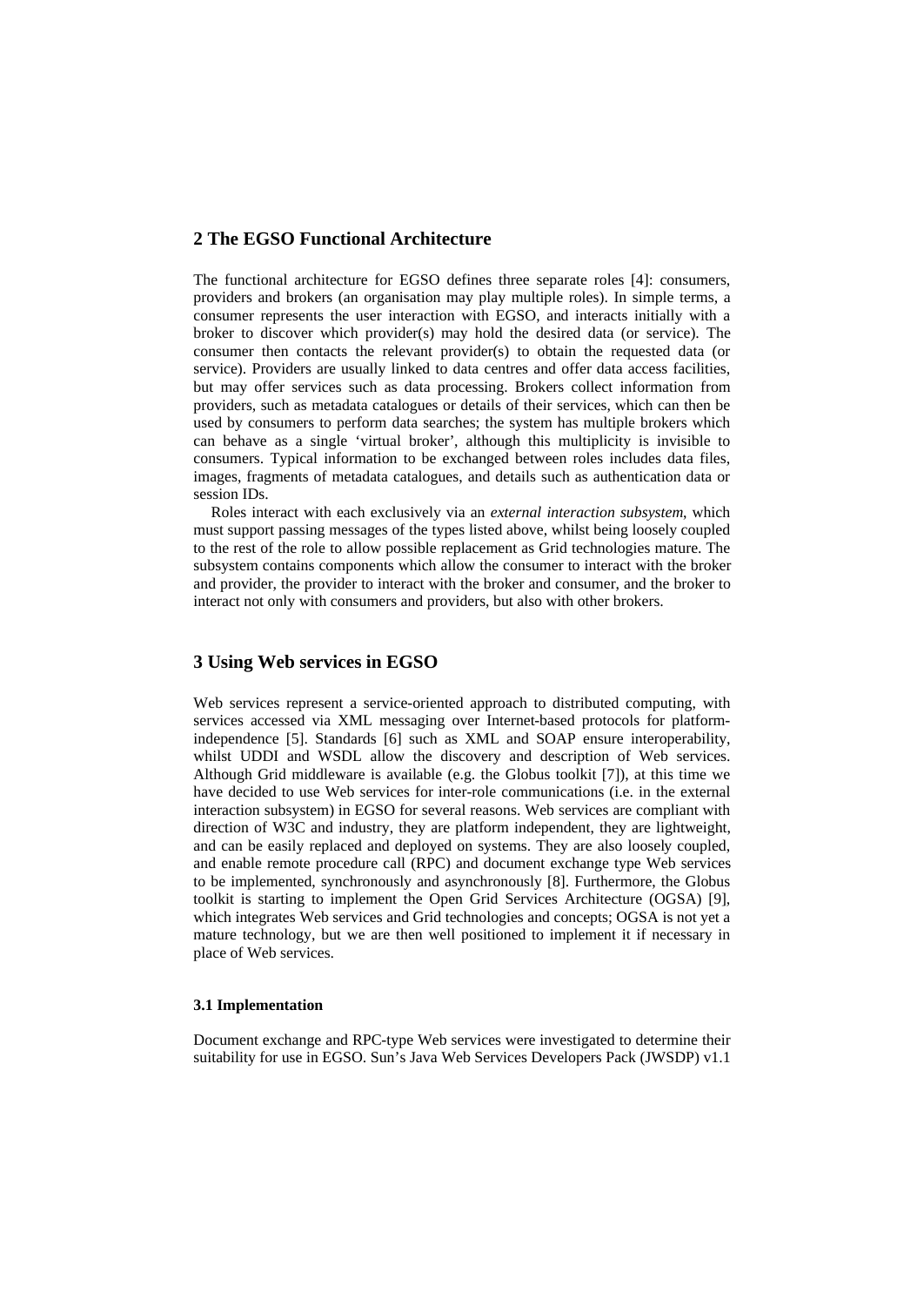## 2 The EGSO Functional Architecture

The functional architecture for EGSO defines three separate roles [4]: consumers, providers and brokers (an organisation may play multiple roles). In simple terms, a consumer represents the user interaction with EGSO, and interacts initially with a broker to discover which provider(s) may hold the desired data (or service). The consumer then contacts the relevant provider(s) to obtain the requested data (or service). Providers are usually linked to data centres and offer data access facilities, but may offer services such as data processing. Brokers collect information from providers, such as metadata catalogues or details of their services, which can then be used by consumers to perform data searches; the system has multiple brokers which can behave as a single 'virtual broker', although this multiplicity is invisible to consumers. Typical information to be exchanged between roles includes data files, images, fragments of metadata catalogues, and details such as authentication data or session IDs.

Roles interact with each exclusively via an *external interaction subsystem*, which must support passing messages of the types listed above, whilst being loosely coupled to the rest of the role to allow possible replacement as Grid technologies mature. The subsystem contains components which allow the consumer to interact with the broker and provider, the provider to interact with the broker and consumer, and the broker to interact not only with consumers and providers, but also with other brokers.

## 3 Using Web services in EGSO

Web services represent a service-oriented approach to distributed computing, with services accessed via XML messaging over Internet-based protocols for platform-independence [5]. Standards [6] such as XML and SOAP ensure interoperability, whilst UDDI and WSDL allow the discovery and description of Web services. Although Grid middleware is available (e.g. the Globus toolkit [7]), at this time we have decided to use Web services for inter-role communications (i.e. in the external interaction subsystem) in EGSO for several reasons. Web services are compliant with direction of W3C and industry, they are platform independent, they are lightweight, and can be easily replaced and deployed on systems. They are also loosely coupled, and enable remote procedure call (RPC) and document exchange type Web services to be implemented, synchronously and asynchronously [8]. Furthermore, the Globus toolkit is starting to implement the Open Grid Services Architecture (OGSA) [9], which integrates Web services and Grid technologies and concepts; OGSA is not yet a mature technology, but we are then well positioned to implement it if necessary in place of Web services.

### 3.1 Implementation

Document exchange and RPC-type Web services were investigated to determine their suitability for use in EGSO. Sun's Java Web Services Developers Pack (JWSDP) v1.1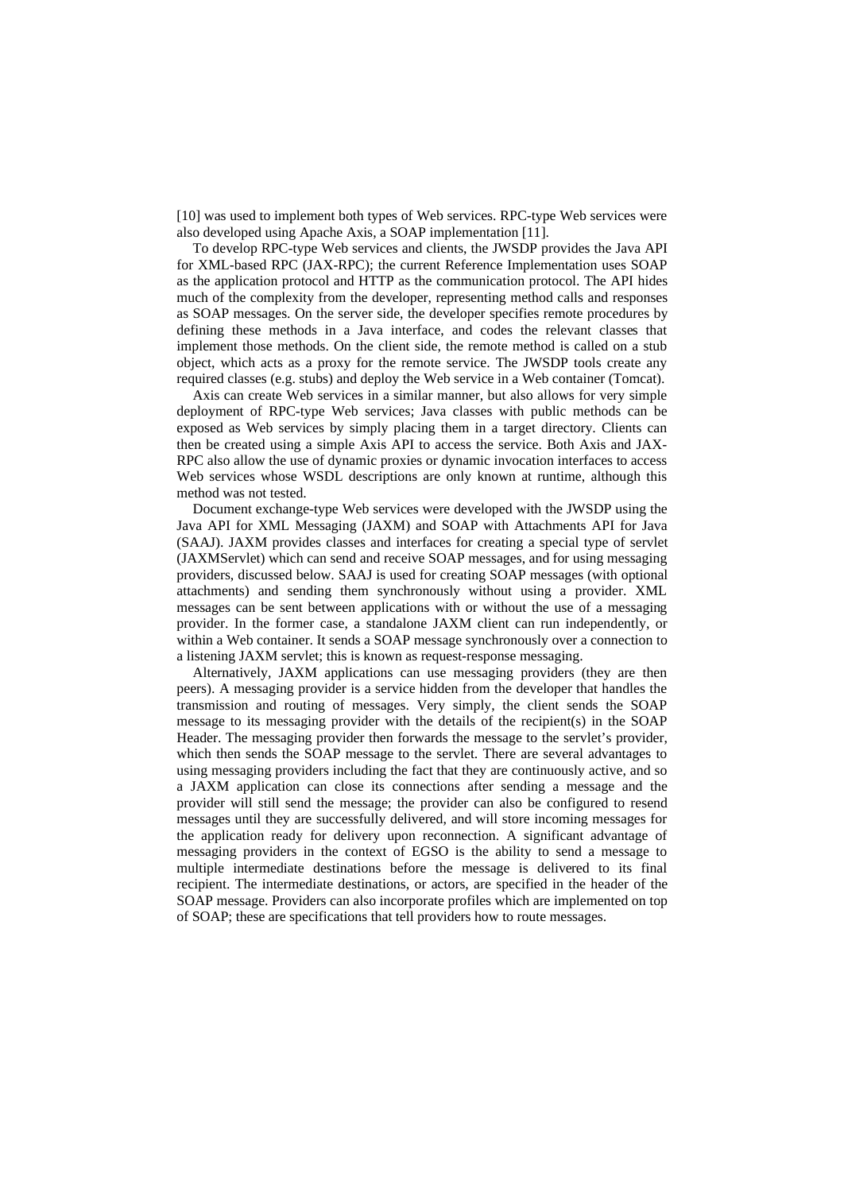[10] was used to implement both types of Web services. RPC-type Web services were also developed using Apache Axis, a SOAP implementation [11].

To develop RPC-type Web services and clients, the JWSDP provides the Java API for XML-based RPC (JAX-RPC); the current Reference Implementation uses SOAP as the application protocol and HTTP as the communication protocol. The API hides much of the complexity from the developer, representing method calls and responses as SOAP messages. On the server side, the developer specifies remote procedures by defining these methods in a Java interface, and codes the relevant classes that implement those methods. On the client side, the remote method is called on a stub object, which acts as a proxy for the remote service. The JWSDP tools create any required classes (e.g. stubs) and deploy the Web service in a Web container (Tomcat).

Axis can create Web services in a similar manner, but also allows for very simple deployment of RPC-type Web services; Java classes with public methods can be exposed as Web services by simply placing them in a target directory. Clients can then be created using a simple Axis API to access the service. Both Axis and JAX-RPC also allow the use of dynamic proxies or dynamic invocation interfaces to access Web services whose WSDL descriptions are only known at runtime, although this method was not tested.

Document exchange-type Web services were developed with the JWSDP using the Java API for XML Messaging (JAXM) and SOAP with Attachments API for Java (SAAJ). JAXM provides classes and interfaces for creating a special type of servlet (JAXMServlet) which can send and receive SOAP messages, and for using messaging providers, discussed below. SAAJ is used for creating SOAP messages (with optional attachments) and sending them synchronously without using a provider. XML messages can be sent between applications with or without the use of a messaging provider. In the former case, a standalone JAXM client can run independently, or within a Web container. It sends a SOAP message synchronously over a connection to a listening JAXM servlet; this is known as request-response messaging.

Alternatively, JAXM applications can use messaging providers (they are then peers). A messaging provider is a service hidden from the developer that handles the transmission and routing of messages. Very simply, the client sends the SOAP message to its messaging provider with the details of the recipient(s) in the SOAP Header. The messaging provider then forwards the message to the servlet's provider, which then sends the SOAP message to the servlet. There are several advantages to using messaging providers including the fact that they are continuously active, and so a JAXM application can close its connections after sending a message and the provider will still send the message; the provider can also be configured to resend messages until they are successfully delivered, and will store incoming messages for the application ready for delivery upon reconnection. A significant advantage of messaging providers in the context of EGSO is the ability to send a message to multiple intermediate destinations before the message is delivered to its final recipient. The intermediate destinations, or actors, are specified in the header of the SOAP message. Providers can also incorporate profiles which are implemented on top of SOAP; these are specifications that tell providers how to route messages.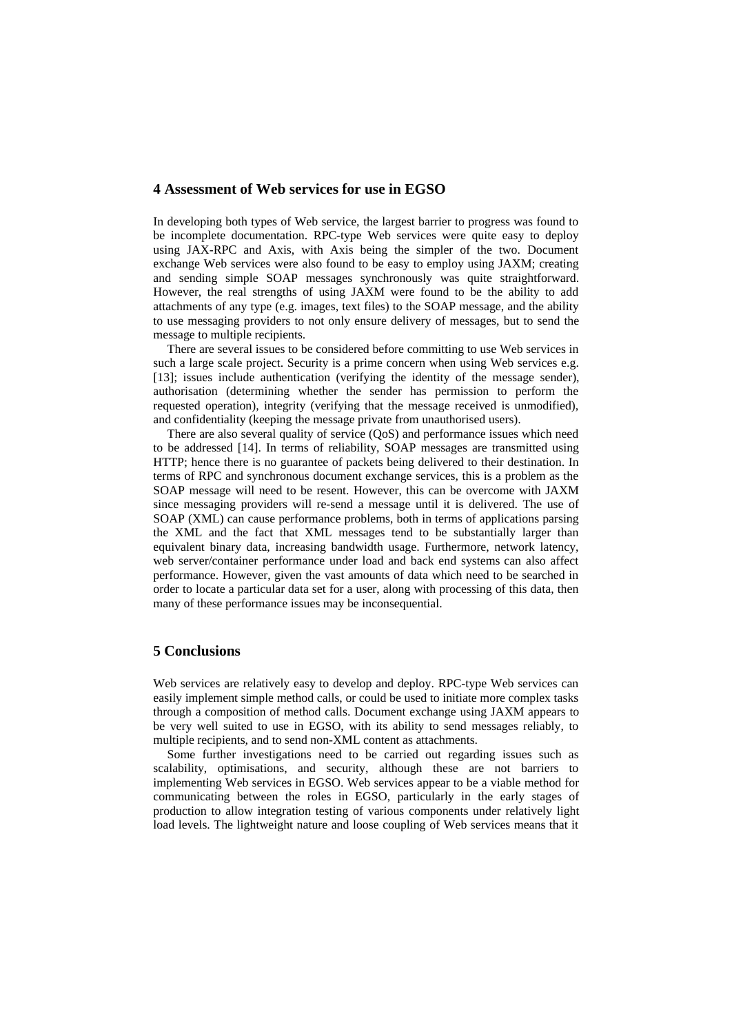## 4 Assessment of Web services for use in EGSO

In developing both types of Web service, the largest barrier to progress was found to be incomplete documentation. RPC-type Web services were quite easy to deploy using JAX-RPC and Axis, with Axis being the simpler of the two. Document exchange Web services were also found to be easy to employ using JAXM; creating and sending simple SOAP messages synchronously was quite straightforward. However, the real strengths of using JAXM were found to be the ability to add attachments of any type (e.g. images, text files) to the SOAP message, and the ability to use messaging providers to not only ensure delivery of messages, but to send the message to multiple recipients.

There are several issues to be considered before committing to use Web services in such a large scale project. Security is a prime concern when using Web services e.g. [13]; issues include authentication (verifying the identity of the message sender), authorisation (determining whether the sender has permission to perform the requested operation), integrity (verifying that the message received is unmodified), and confidentiality (keeping the message private from unauthorised users).

There are also several quality of service (QoS) and performance issues which need to be addressed [14]. In terms of reliability, SOAP messages are transmitted using HTTP; hence there is no guarantee of packets being delivered to their destination. In terms of RPC and synchronous document exchange services, this is a problem as the SOAP message will need to be resent. However, this can be overcome with JAXM since messaging providers will re-send a message until it is delivered. The use of SOAP (XML) can cause performance problems, both in terms of applications parsing the XML and the fact that XML messages tend to be substantially larger than equivalent binary data, increasing bandwidth usage. Furthermore, network latency, web server/container performance under load and back end systems can also affect performance. However, given the vast amounts of data which need to be searched in order to locate a particular data set for a user, along with processing of this data, then many of these performance issues may be inconsequential.

## 5 Conclusions

Web services are relatively easy to develop and deploy. RPC-type Web services can easily implement simple method calls, or could be used to initiate more complex tasks through a composition of method calls. Document exchange using JAXM appears to be very well suited to use in EGSO, with its ability to send messages reliably, to multiple recipients, and to send non-XML content as attachments.

Some further investigations need to be carried out regarding issues such as scalability, optimisations, and security, although these are not barriers to implementing Web services in EGSO. Web services appear to be a viable method for communicating between the roles in EGSO, particularly in the early stages of production to allow integration testing of various components under relatively light load levels. The lightweight nature and loose coupling of Web services means that it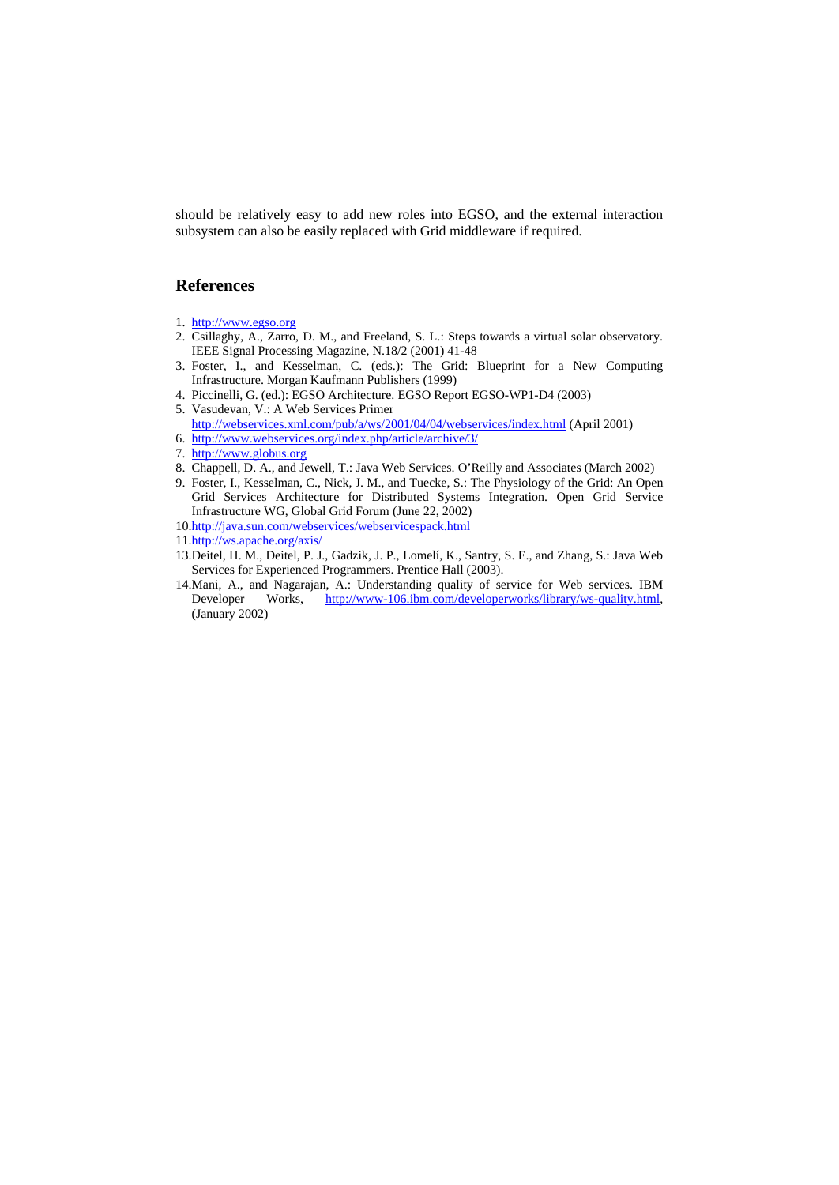should be relatively easy to add new roles into EGSO, and the external interaction subsystem can also be easily replaced with Grid middleware if required.

## References

1. http://www.egso.org
2. Csillaghy, A., Zarro, D. M., and Freeland, S. L.: Steps towards a virtual solar observatory. IEEE Signal Processing Magazine, N.18/2 (2001) 41-48
3. Foster, I., and Kesselman, C. (eds.): The Grid: Blueprint for a New Computing Infrastructure. Morgan Kaufmann Publishers (1999)
4. Piccinelli, G. (ed.): EGSO Architecture. EGSO Report EGSO-WP1-D4 (2003)
5. Vasudevan, V.: A Web Services Primer http://webservices.xml.com/pub/a/ws/2001/04/04/webservices/index.html (April 2001)
6. http://www.webservices.org/index.php/article/archive/3/
7. http://www.globus.org
8. Chappell, D. A., and Jewell, T.: Java Web Services. O'Reilly and Associates (March 2002)
9. Foster, I., Kesselman, C., Nick, J. M., and Tuecke, S.: The Physiology of the Grid: An Open Grid Services Architecture for Distributed Systems Integration. Open Grid Service Infrastructure WG, Global Grid Forum (June 22, 2002)
10. http://java.sun.com/webservices/webservicespack.html
11. http://ws.apache.org/axis/
12. Deitel, H. M., Deitel, P. J., Gadzik, J. P., Lomelí, K., Santry, S. E., and Zhang, S.: Java Web Services for Experienced Programmers. Prentice Hall (2003).
13. Mani, A., and Nagarajan, A.: Understanding quality of service for Web services. IBM Developer Works, http://www-106.ibm.com/developerworks/library/ws-quality.html, (January 2002)